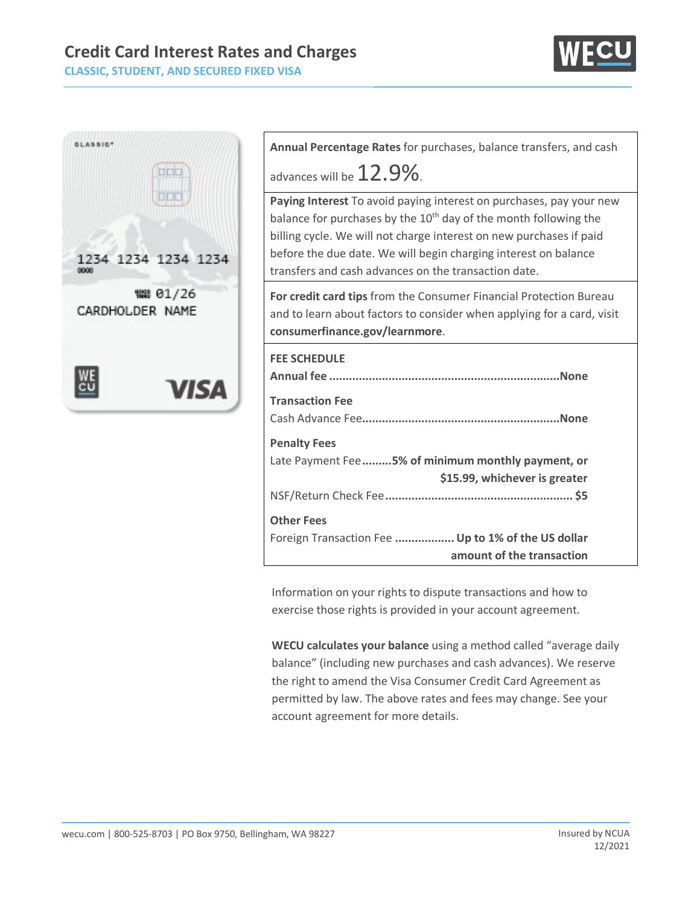# Credit Card Interest Rates and Charges

## CLASSIC, STUDENT, AND SECURED FIXED VISA

**Annual Percentage Rates** for purchases, balance transfers, and cash advances will be 12.9%.

**Paying Interest** To avoid paying interest on purchases, pay your new balance for purchases by the 10th day of the month following the billing cycle. We will not charge interest on new purchases if paid before the due date. We will begin charging interest on balance transfers and cash advances on the transaction date.

**For credit card tips** from the Consumer Financial Protection Bureau and to learn about factors to consider when applying for a card, visit **consumerfinance.gov/learnmore**.

**FEE SCHEDULE**

**Annual fee** ........................................................................**None**

**Transaction Fee**

Cash Advance Fee............................................................**None**

**Penalty Fees**

Late Payment Fee.........**5% of minimum monthly payment, or $15.99, whichever is greater**

NSF/Return Check Fee......................................................... **$5**

**Other Fees**

Foreign Transaction Fee .................. **Up to 1% of the US dollar amount of the transaction**

Information on your rights to dispute transactions and how to exercise those rights is provided in your account agreement.

**WECU calculates your balance** using a method called "average daily balance" (including new purchases and cash advances). We reserve the right to amend the Visa Consumer Credit Card Agreement as permitted by law. The above rates and fees may change. See your account agreement for more details.

wecu.com | 800-525-8703 | PO Box 9750, Bellingham, WA 98227

Insured by NCUA
12/2021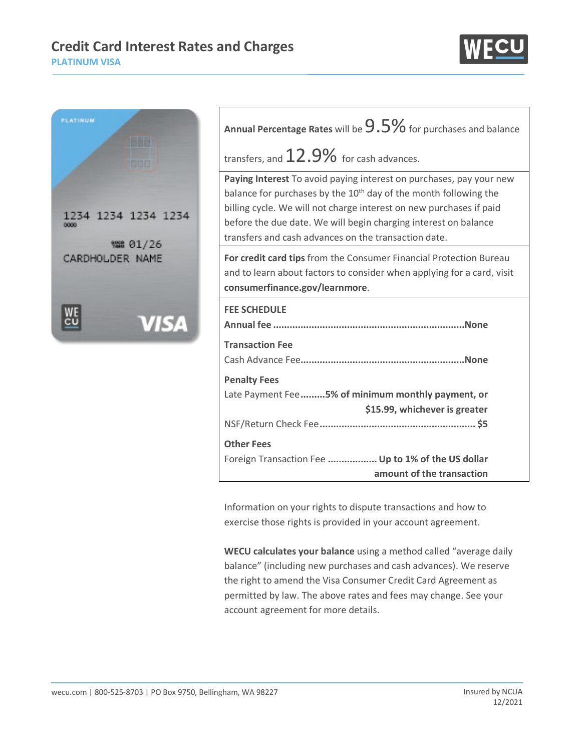# Credit Card Interest Rates and Charges

## PLATINUM VISA

**Annual Percentage Rates** will be 9.5% for purchases and balance transfers, and 12.9% for cash advances.

**Paying Interest** To avoid paying interest on purchases, pay your new balance for purchases by the 10th day of the month following the billing cycle. We will not charge interest on new purchases if paid before the due date. We will begin charging interest on balance transfers and cash advances on the transaction date.

**For credit card tips** from the Consumer Financial Protection Bureau and to learn about factors to consider when applying for a card, visit **consumerfinance.gov/learnmore**.

**FEE SCHEDULE**

**Annual fee** ........................................................................ **None**

**Transaction Fee**

Cash Advance Fee............................................................ **None**

**Penalty Fees**

Late Payment Fee.........**5% of minimum monthly payment, or $15.99, whichever is greater**

NSF/Return Check Fee......................................................... **$5**

**Other Fees**

Foreign Transaction Fee .................. **Up to 1% of the US dollar amount of the transaction**

Information on your rights to dispute transactions and how to exercise those rights is provided in your account agreement.

**WECU calculates your balance** using a method called "average daily balance" (including new purchases and cash advances). We reserve the right to amend the Visa Consumer Credit Card Agreement as permitted by law. The above rates and fees may change. See your account agreement for more details.

wecu.com | 800-525-8703 | PO Box 9750, Bellingham, WA 98227

Insured by NCUA
12/2021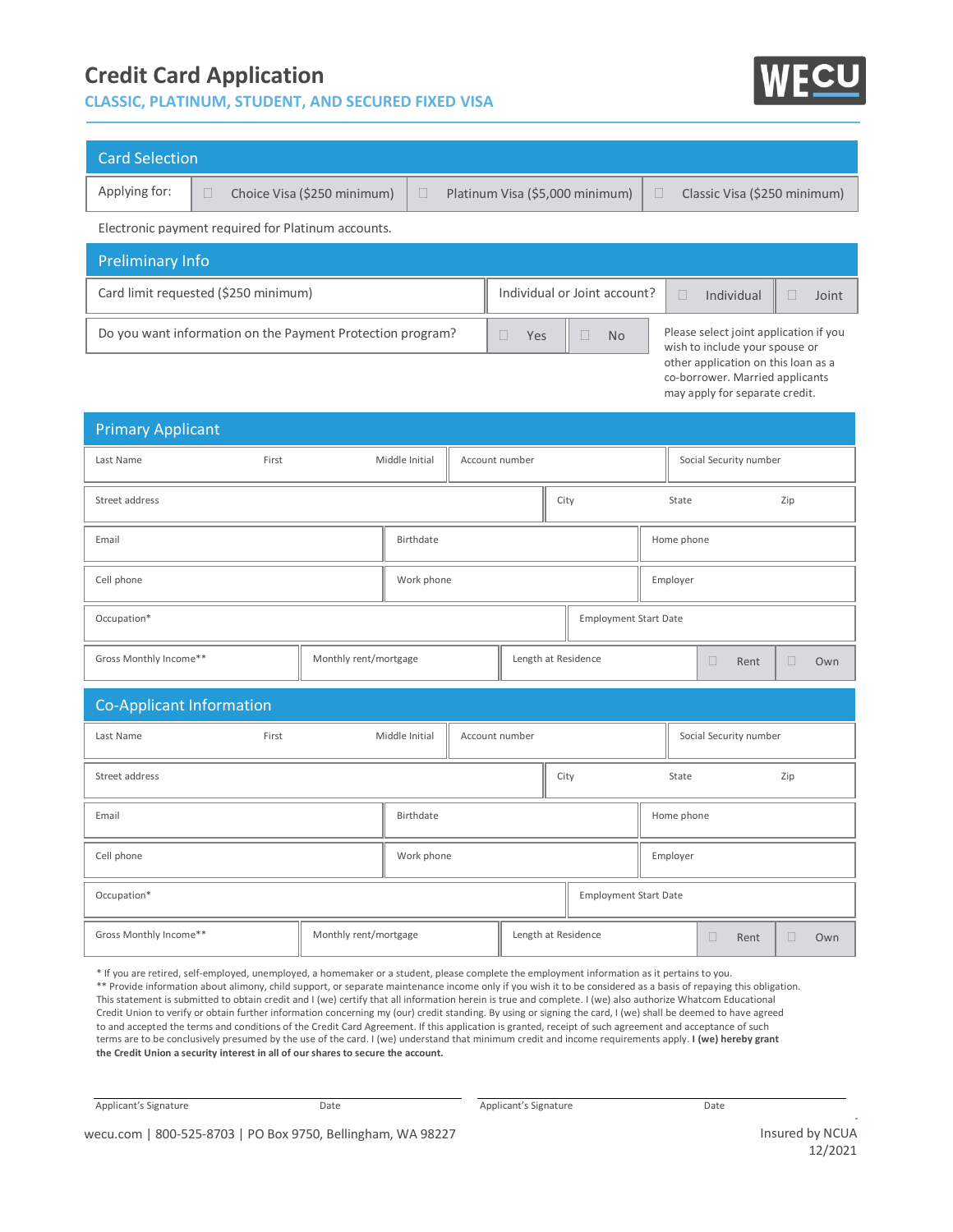# Credit Card Application

**CLASSIC, PLATINUM, STUDENT, AND SECURED FIXED VISA**

WECU

## Card Selection

| | | | |
|---|---|---|---|
| Applying for: | ☐ Choice Visa ($250 minimum) | ☐ Platinum Visa ($5,000 minimum) | ☐ Classic Visa ($250 minimum) |

Electronic payment required for Platinum accounts.

## Preliminary Info

| | | | |
|---|---|---|---|
| Card limit requested ($250 minimum) | Individual or Joint account? | ☐ Individual | ☐ Joint |
| Do you want information on the Payment Protection program? | ☐ Yes | ☐ No | |

Please select joint application if you wish to include your spouse or other application on this loan as a co-borrower. Married applicants may apply for separate credit.

## Primary Applicant

| | | | | |
|---|---|---|---|---|
| Last Name First Middle Initial | Account number | Social Security number | | |
| Street address | City State Zip | | | |
| Email | Birthdate | Home phone | | |
| Cell phone | Work phone | Employer | | |
| Occupation* | Employment Start Date | | | |
| Gross Monthly Income** | Monthly rent/mortgage | Length at Residence | ☐ Rent | ☐ Own |

## Co-Applicant Information

| | | | | |
|---|---|---|---|---|
| Last Name First Middle Initial | Account number | Social Security number | | |
| Street address | City State Zip | | | |
| Email | Birthdate | Home phone | | |
| Cell phone | Work phone | Employer | | |
| Occupation* | Employment Start Date | | | |
| Gross Monthly Income** | Monthly rent/mortgage | Length at Residence | ☐ Rent | ☐ Own |

\* If you are retired, self-employed, unemployed, a homemaker or a student, please complete the employment information as it pertains to you.
\*\* Provide information about alimony, child support, or separate maintenance income only if you wish it to be considered as a basis of repaying this obligation.
This statement is submitted to obtain credit and I (we) certify that all information herein is true and complete. I (we) also authorize Whatcom Educational Credit Union to verify or obtain further information concerning my (our) credit standing. By using or signing the card, I (we) shall be deemed to have agreed to and accepted the terms and conditions of the Credit Card Agreement. If this application is granted, receipt of such agreement and acceptance of such terms are to be conclusively presumed by the use of the card. I (we) understand that minimum credit and income requirements apply. **I (we) hereby grant the Credit Union a security interest in all of our shares to secure the account.**

Applicant's Signature Date

Applicant's Signature Date

wecu.com | 800-525-8703 | PO Box 9750, Bellingham, WA 98227

Insured by NCUA
12/2021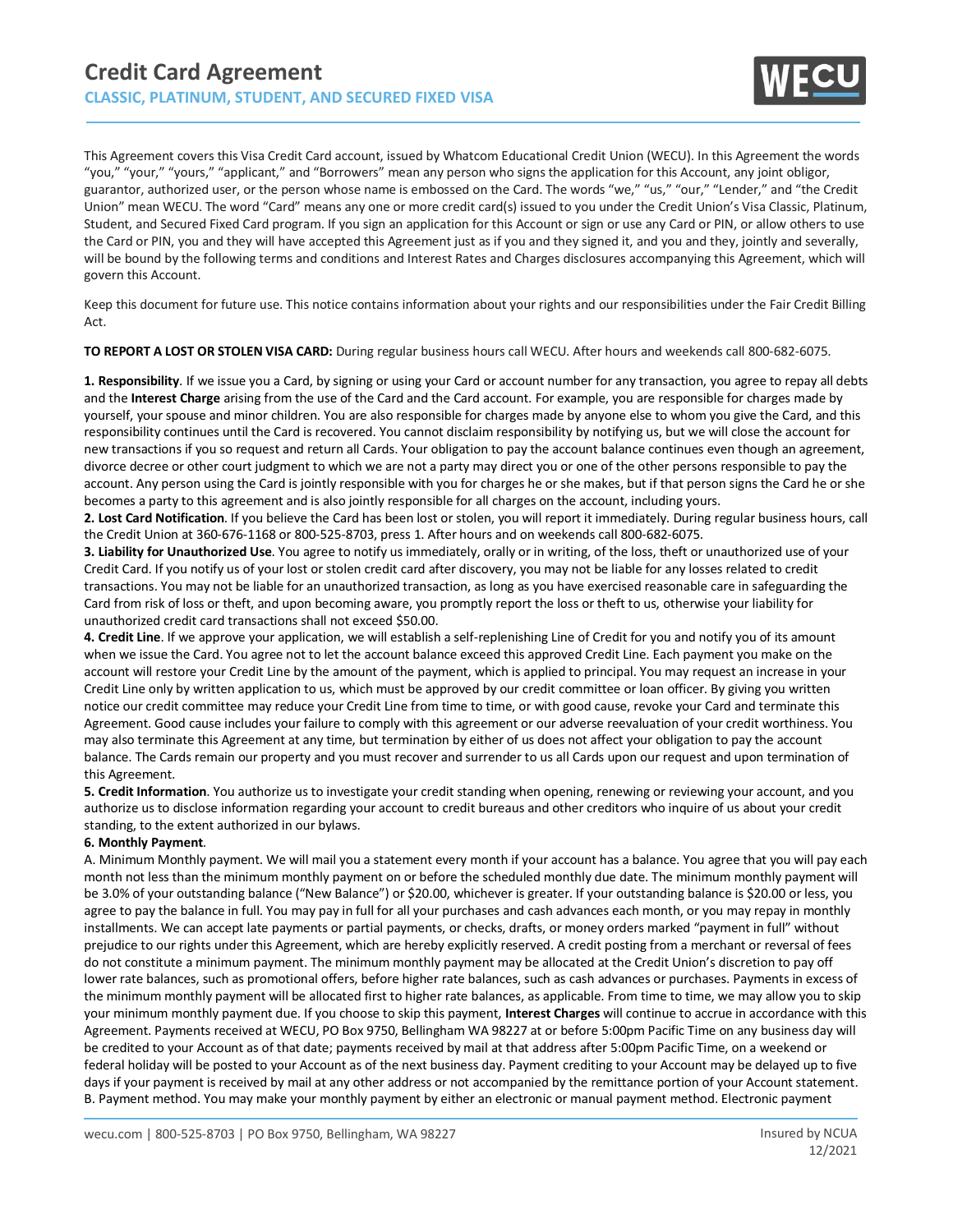# Credit Card Agreement

## CLASSIC, PLATINUM, STUDENT, AND SECURED FIXED VISA

This Agreement covers this Visa Credit Card account, issued by Whatcom Educational Credit Union (WECU). In this Agreement the words "you," "your," "yours," "applicant," and "Borrowers" mean any person who signs the application for this Account, any joint obligor, guarantor, authorized user, or the person whose name is embossed on the Card. The words "we," "us," "our," "Lender," and "the Credit Union" mean WECU. The word "Card" means any one or more credit card(s) issued to you under the Credit Union's Visa Classic, Platinum, Student, and Secured Fixed Card program. If you sign an application for this Account or sign or use any Card or PIN, or allow others to use the Card or PIN, you and they will have accepted this Agreement just as if you and they signed it, and you and they, jointly and severally, will be bound by the following terms and conditions and Interest Rates and Charges disclosures accompanying this Agreement, which will govern this Account.

Keep this document for future use. This notice contains information about your rights and our responsibilities under the Fair Credit Billing Act.

**TO REPORT A LOST OR STOLEN VISA CARD:** During regular business hours call WECU. After hours and weekends call 800-682-6075.

**1. Responsibility**. If we issue you a Card, by signing or using your Card or account number for any transaction, you agree to repay all debts and the **Interest Charge** arising from the use of the Card and the Card account. For example, you are responsible for charges made by yourself, your spouse and minor children. You are also responsible for charges made by anyone else to whom you give the Card, and this responsibility continues until the Card is recovered. You cannot disclaim responsibility by notifying us, but we will close the account for new transactions if you so request and return all Cards. Your obligation to pay the account balance continues even though an agreement, divorce decree or other court judgment to which we are not a party may direct you or one of the other persons responsible to pay the account. Any person using the Card is jointly responsible with you for charges he or she makes, but if that person signs the Card he or she becomes a party to this agreement and is also jointly responsible for all charges on the account, including yours.

**2. Lost Card Notification**. If you believe the Card has been lost or stolen, you will report it immediately. During regular business hours, call the Credit Union at 360-676-1168 or 800-525-8703, press 1. After hours and on weekends call 800-682-6075.

**3. Liability for Unauthorized Use**. You agree to notify us immediately, orally or in writing, of the loss, theft or unauthorized use of your Credit Card. If you notify us of your lost or stolen credit card after discovery, you may not be liable for any losses related to credit transactions. You may not be liable for an unauthorized transaction, as long as you have exercised reasonable care in safeguarding the Card from risk of loss or theft, and upon becoming aware, you promptly report the loss or theft to us, otherwise your liability for unauthorized credit card transactions shall not exceed $50.00.

**4. Credit Line**. If we approve your application, we will establish a self-replenishing Line of Credit for you and notify you of its amount when we issue the Card. You agree not to let the account balance exceed this approved Credit Line. Each payment you make on the account will restore your Credit Line by the amount of the payment, which is applied to principal. You may request an increase in your Credit Line only by written application to us, which must be approved by our credit committee or loan officer. By giving you written notice our credit committee may reduce your Credit Line from time to time, or with good cause, revoke your Card and terminate this Agreement. Good cause includes your failure to comply with this agreement or our adverse reevaluation of your credit worthiness. You may also terminate this Agreement at any time, but termination by either of us does not affect your obligation to pay the account balance. The Cards remain our property and you must recover and surrender to us all Cards upon our request and upon termination of this Agreement.

**5. Credit Information**. You authorize us to investigate your credit standing when opening, renewing or reviewing your account, and you authorize us to disclose information regarding your account to credit bureaus and other creditors who inquire of us about your credit standing, to the extent authorized in our bylaws.

**6. Monthly Payment**.

A. Minimum Monthly payment. We will mail you a statement every month if your account has a balance. You agree that you will pay each month not less than the minimum monthly payment on or before the scheduled monthly due date. The minimum monthly payment will be 3.0% of your outstanding balance ("New Balance") or $20.00, whichever is greater. If your outstanding balance is $20.00 or less, you agree to pay the balance in full. You may pay in full for all your purchases and cash advances each month, or you may repay in monthly installments. We can accept late payments or partial payments, or checks, drafts, or money orders marked "payment in full" without prejudice to our rights under this Agreement, which are hereby explicitly reserved. A credit posting from a merchant or reversal of fees do not constitute a minimum payment. The minimum monthly payment may be allocated at the Credit Union's discretion to pay off lower rate balances, such as promotional offers, before higher rate balances, such as cash advances or purchases. Payments in excess of the minimum monthly payment will be allocated first to higher rate balances, as applicable. From time to time, we may allow you to skip your minimum monthly payment due. If you choose to skip this payment, **Interest Charges** will continue to accrue in accordance with this Agreement. Payments received at WECU, PO Box 9750, Bellingham WA 98227 at or before 5:00pm Pacific Time on any business day will be credited to your Account as of that date; payments received by mail at that address after 5:00pm Pacific Time, on a weekend or federal holiday will be posted to your Account as of the next business day. Payment crediting to your Account may be delayed up to five days if your payment is received by mail at any other address or not accompanied by the remittance portion of your Account statement.

B. Payment method. You may make your monthly payment by either an electronic or manual payment method. Electronic payment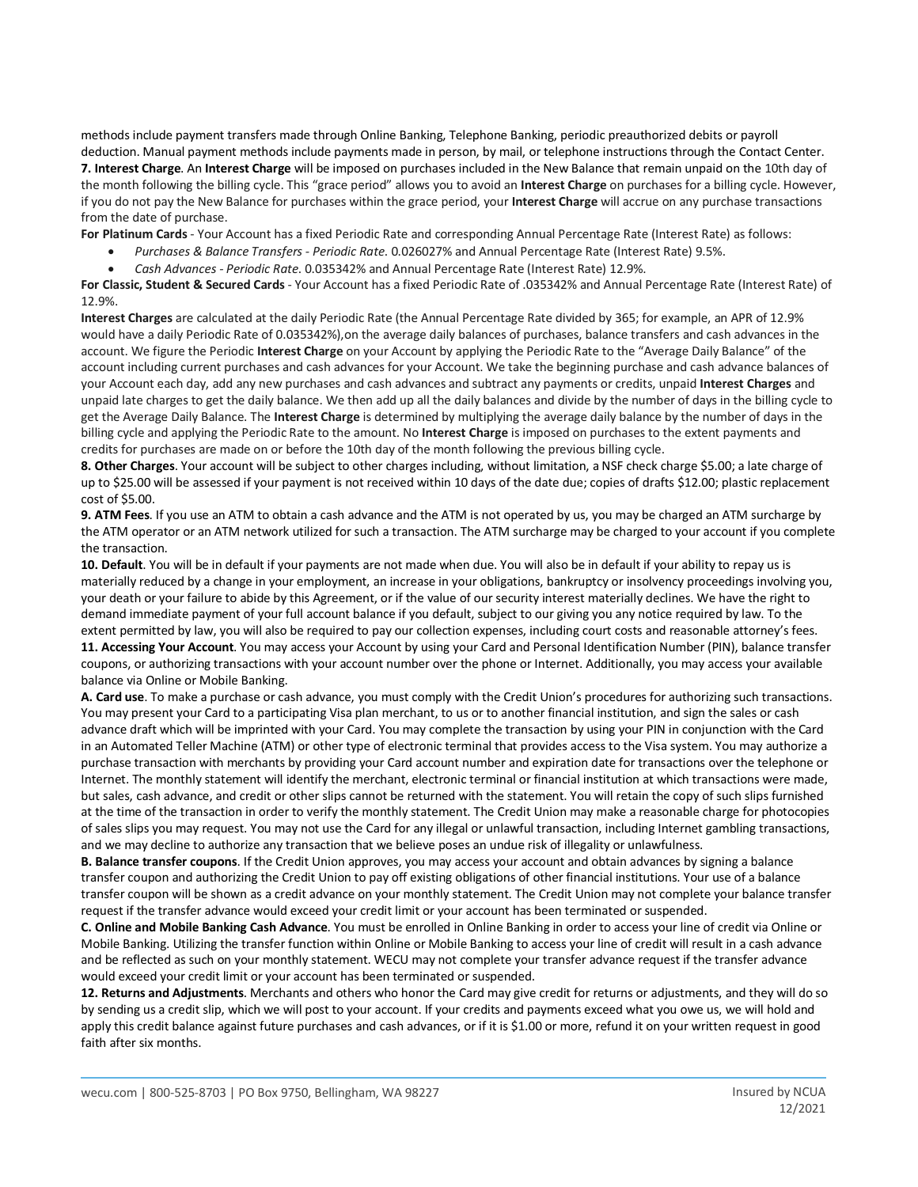methods include payment transfers made through Online Banking, Telephone Banking, periodic preauthorized debits or payroll deduction. Manual payment methods include payments made in person, by mail, or telephone instructions through the Contact Center.

**7. Interest Charge**. An **Interest Charge** will be imposed on purchases included in the New Balance that remain unpaid on the 10th day of the month following the billing cycle. This "grace period" allows you to avoid an **Interest Charge** on purchases for a billing cycle. However, if you do not pay the New Balance for purchases within the grace period, your **Interest Charge** will accrue on any purchase transactions from the date of purchase.

**For Platinum Cards** - Your Account has a fixed Periodic Rate and corresponding Annual Percentage Rate (Interest Rate) as follows:

- *Purchases & Balance Transfers - Periodic Rate*. 0.026027% and Annual Percentage Rate (Interest Rate) 9.5%.
- *Cash Advances - Periodic Rate*. 0.035342% and Annual Percentage Rate (Interest Rate) 12.9%.

**For Classic, Student & Secured Cards** - Your Account has a fixed Periodic Rate of .035342% and Annual Percentage Rate (Interest Rate) of 12.9%.

**Interest Charges** are calculated at the daily Periodic Rate (the Annual Percentage Rate divided by 365; for example, an APR of 12.9% would have a daily Periodic Rate of 0.035342%),on the average daily balances of purchases, balance transfers and cash advances in the account. We figure the Periodic **Interest Charge** on your Account by applying the Periodic Rate to the "Average Daily Balance" of the account including current purchases and cash advances for your Account. We take the beginning purchase and cash advance balances of your Account each day, add any new purchases and cash advances and subtract any payments or credits, unpaid **Interest Charges** and unpaid late charges to get the daily balance. We then add up all the daily balances and divide by the number of days in the billing cycle to get the Average Daily Balance. The **Interest Charge** is determined by multiplying the average daily balance by the number of days in the billing cycle and applying the Periodic Rate to the amount. No **Interest Charge** is imposed on purchases to the extent payments and credits for purchases are made on or before the 10th day of the month following the previous billing cycle.

**8. Other Charges**. Your account will be subject to other charges including, without limitation, a NSF check charge $5.00; a late charge of up to $25.00 will be assessed if your payment is not received within 10 days of the date due; copies of drafts $12.00; plastic replacement cost of $5.00.

**9. ATM Fees**. If you use an ATM to obtain a cash advance and the ATM is not operated by us, you may be charged an ATM surcharge by the ATM operator or an ATM network utilized for such a transaction. The ATM surcharge may be charged to your account if you complete the transaction.

**10. Default**. You will be in default if your payments are not made when due. You will also be in default if your ability to repay us is materially reduced by a change in your employment, an increase in your obligations, bankruptcy or insolvency proceedings involving you, your death or your failure to abide by this Agreement, or if the value of our security interest materially declines. We have the right to demand immediate payment of your full account balance if you default, subject to our giving you any notice required by law. To the extent permitted by law, you will also be required to pay our collection expenses, including court costs and reasonable attorney's fees.

**11. Accessing Your Account**. You may access your Account by using your Card and Personal Identification Number (PIN), balance transfer coupons, or authorizing transactions with your account number over the phone or Internet. Additionally, you may access your available balance via Online or Mobile Banking.

**A. Card use**. To make a purchase or cash advance, you must comply with the Credit Union's procedures for authorizing such transactions. You may present your Card to a participating Visa plan merchant, to us or to another financial institution, and sign the sales or cash advance draft which will be imprinted with your Card. You may complete the transaction by using your PIN in conjunction with the Card in an Automated Teller Machine (ATM) or other type of electronic terminal that provides access to the Visa system. You may authorize a purchase transaction with merchants by providing your Card account number and expiration date for transactions over the telephone or Internet. The monthly statement will identify the merchant, electronic terminal or financial institution at which transactions were made, but sales, cash advance, and credit or other slips cannot be returned with the statement. You will retain the copy of such slips furnished at the time of the transaction in order to verify the monthly statement. The Credit Union may make a reasonable charge for photocopies of sales slips you may request. You may not use the Card for any illegal or unlawful transaction, including Internet gambling transactions, and we may decline to authorize any transaction that we believe poses an undue risk of illegality or unlawfulness.

**B. Balance transfer coupons**. If the Credit Union approves, you may access your account and obtain advances by signing a balance transfer coupon and authorizing the Credit Union to pay off existing obligations of other financial institutions. Your use of a balance transfer coupon will be shown as a credit advance on your monthly statement. The Credit Union may not complete your balance transfer request if the transfer advance would exceed your credit limit or your account has been terminated or suspended.

**C. Online and Mobile Banking Cash Advance**. You must be enrolled in Online Banking in order to access your line of credit via Online or Mobile Banking. Utilizing the transfer function within Online or Mobile Banking to access your line of credit will result in a cash advance and be reflected as such on your monthly statement. WECU may not complete your transfer advance request if the transfer advance would exceed your credit limit or your account has been terminated or suspended.

**12. Returns and Adjustments**. Merchants and others who honor the Card may give credit for returns or adjustments, and they will do so by sending us a credit slip, which we will post to your account. If your credits and payments exceed what you owe us, we will hold and apply this credit balance against future purchases and cash advances, or if it is $1.00 or more, refund it on your written request in good faith after six months.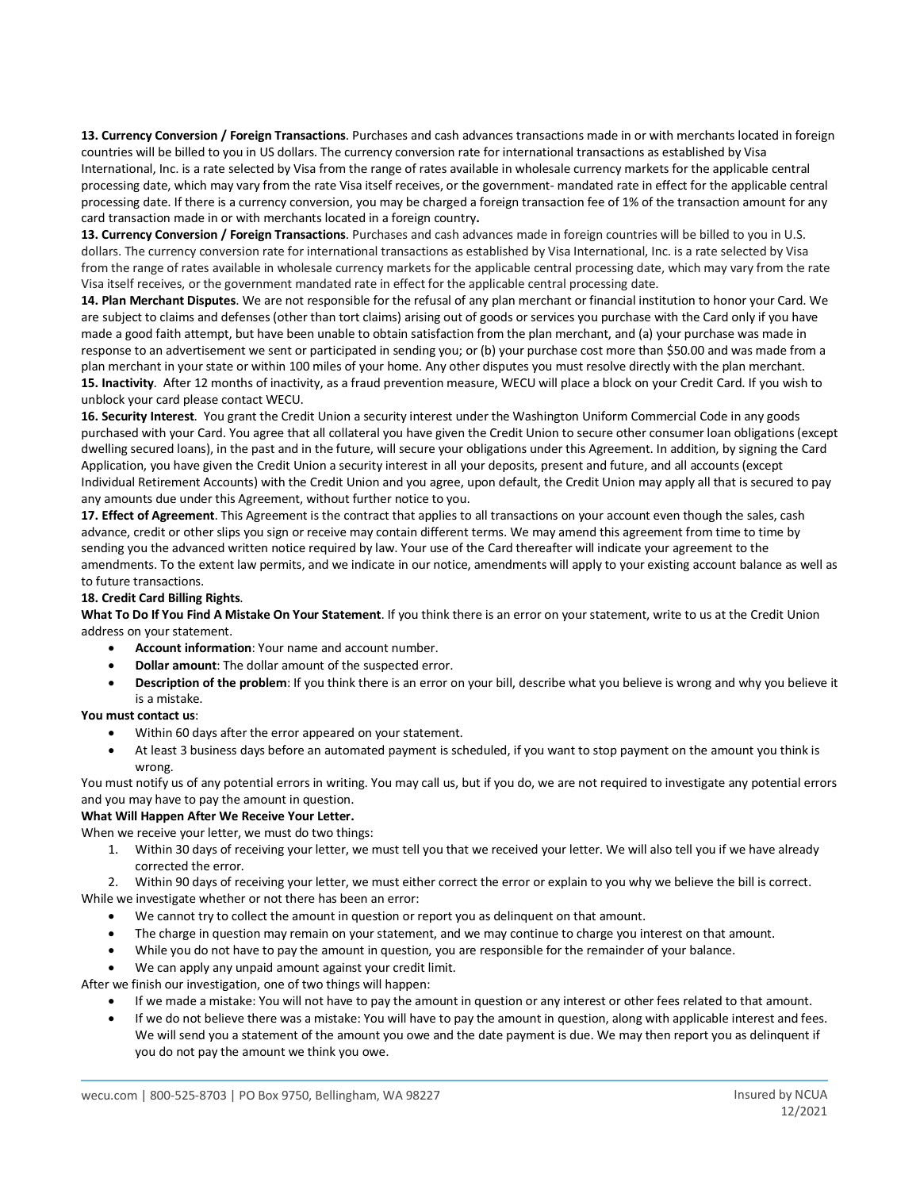**13. Currency Conversion / Foreign Transactions**. Purchases and cash advances transactions made in or with merchants located in foreign countries will be billed to you in US dollars. The currency conversion rate for international transactions as established by Visa International, Inc. is a rate selected by Visa from the range of rates available in wholesale currency markets for the applicable central processing date, which may vary from the rate Visa itself receives, or the government- mandated rate in effect for the applicable central processing date. If there is a currency conversion, you may be charged a foreign transaction fee of 1% of the transaction amount for any card transaction made in or with merchants located in a foreign country**.**

**13. Currency Conversion / Foreign Transactions**. Purchases and cash advances made in foreign countries will be billed to you in U.S. dollars. The currency conversion rate for international transactions as established by Visa International, Inc. is a rate selected by Visa from the range of rates available in wholesale currency markets for the applicable central processing date, which may vary from the rate Visa itself receives, or the government mandated rate in effect for the applicable central processing date.

**14. Plan Merchant Disputes**. We are not responsible for the refusal of any plan merchant or financial institution to honor your Card. We are subject to claims and defenses (other than tort claims) arising out of goods or services you purchase with the Card only if you have made a good faith attempt, but have been unable to obtain satisfaction from the plan merchant, and (a) your purchase was made in response to an advertisement we sent or participated in sending you; or (b) your purchase cost more than $50.00 and was made from a plan merchant in your state or within 100 miles of your home. Any other disputes you must resolve directly with the plan merchant.

**15. Inactivity**. After 12 months of inactivity, as a fraud prevention measure, WECU will place a block on your Credit Card. If you wish to unblock your card please contact WECU.

**16. Security Interest**. You grant the Credit Union a security interest under the Washington Uniform Commercial Code in any goods purchased with your Card. You agree that all collateral you have given the Credit Union to secure other consumer loan obligations (except dwelling secured loans), in the past and in the future, will secure your obligations under this Agreement. In addition, by signing the Card Application, you have given the Credit Union a security interest in all your deposits, present and future, and all accounts (except Individual Retirement Accounts) with the Credit Union and you agree, upon default, the Credit Union may apply all that is secured to pay any amounts due under this Agreement, without further notice to you.

**17. Effect of Agreement**. This Agreement is the contract that applies to all transactions on your account even though the sales, cash advance, credit or other slips you sign or receive may contain different terms. We may amend this agreement from time to time by sending you the advanced written notice required by law. Your use of the Card thereafter will indicate your agreement to the amendments. To the extent law permits, and we indicate in our notice, amendments will apply to your existing account balance as well as to future transactions.

**18. Credit Card Billing Rights**.

**What To Do If You Find A Mistake On Your Statement**. If you think there is an error on your statement, write to us at the Credit Union address on your statement.

- **Account information**: Your name and account number.
- **Dollar amount**: The dollar amount of the suspected error.
- **Description of the problem**: If you think there is an error on your bill, describe what you believe is wrong and why you believe it is a mistake.

**You must contact us**:

- Within 60 days after the error appeared on your statement.
- At least 3 business days before an automated payment is scheduled, if you want to stop payment on the amount you think is wrong.

You must notify us of any potential errors in writing. You may call us, but if you do, we are not required to investigate any potential errors and you may have to pay the amount in question.

**What Will Happen After We Receive Your Letter.**

When we receive your letter, we must do two things:

1. Within 30 days of receiving your letter, we must tell you that we received your letter. We will also tell you if we have already corrected the error.
2. Within 90 days of receiving your letter, we must either correct the error or explain to you why we believe the bill is correct.

While we investigate whether or not there has been an error:

- We cannot try to collect the amount in question or report you as delinquent on that amount.
- The charge in question may remain on your statement, and we may continue to charge you interest on that amount.
- While you do not have to pay the amount in question, you are responsible for the remainder of your balance.
- We can apply any unpaid amount against your credit limit.

After we finish our investigation, one of two things will happen:

- If we made a mistake: You will not have to pay the amount in question or any interest or other fees related to that amount.
- If we do not believe there was a mistake: You will have to pay the amount in question, along with applicable interest and fees. We will send you a statement of the amount you owe and the date payment is due. We may then report you as delinquent if you do not pay the amount we think you owe.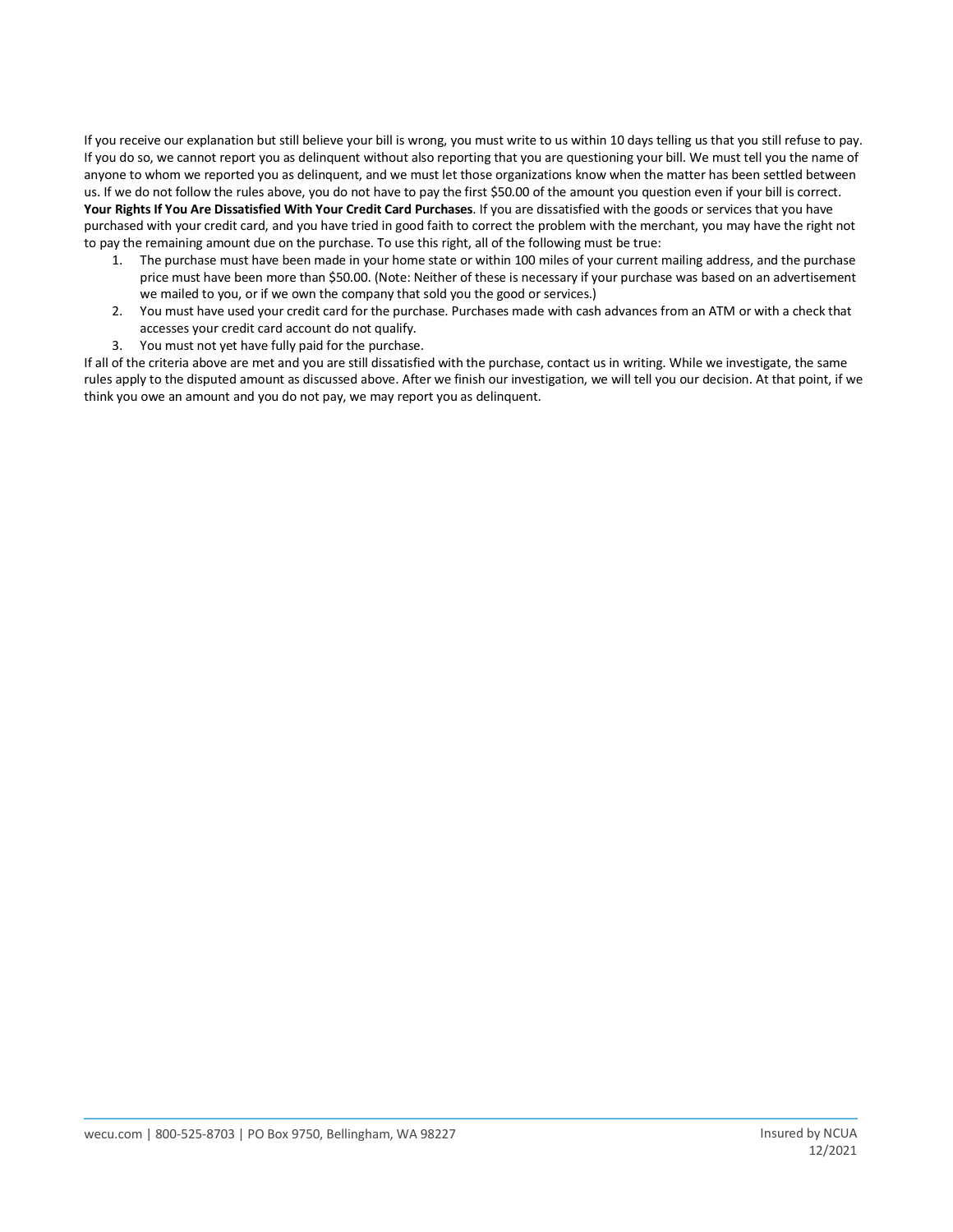If you receive our explanation but still believe your bill is wrong, you must write to us within 10 days telling us that you still refuse to pay. If you do so, we cannot report you as delinquent without also reporting that you are questioning your bill. We must tell you the name of anyone to whom we reported you as delinquent, and we must let those organizations know when the matter has been settled between us. If we do not follow the rules above, you do not have to pay the first $50.00 of the amount you question even if your bill is correct.

**Your Rights If You Are Dissatisfied With Your Credit Card Purchases**. If you are dissatisfied with the goods or services that you have purchased with your credit card, and you have tried in good faith to correct the problem with the merchant, you may have the right not to pay the remaining amount due on the purchase. To use this right, all of the following must be true:

1. The purchase must have been made in your home state or within 100 miles of your current mailing address, and the purchase price must have been more than $50.00. (Note: Neither of these is necessary if your purchase was based on an advertisement we mailed to you, or if we own the company that sold you the good or services.)
2. You must have used your credit card for the purchase. Purchases made with cash advances from an ATM or with a check that accesses your credit card account do not qualify.
3. You must not yet have fully paid for the purchase.

If all of the criteria above are met and you are still dissatisfied with the purchase, contact us in writing. While we investigate, the same rules apply to the disputed amount as discussed above. After we finish our investigation, we will tell you our decision. At that point, if we think you owe an amount and you do not pay, we may report you as delinquent.